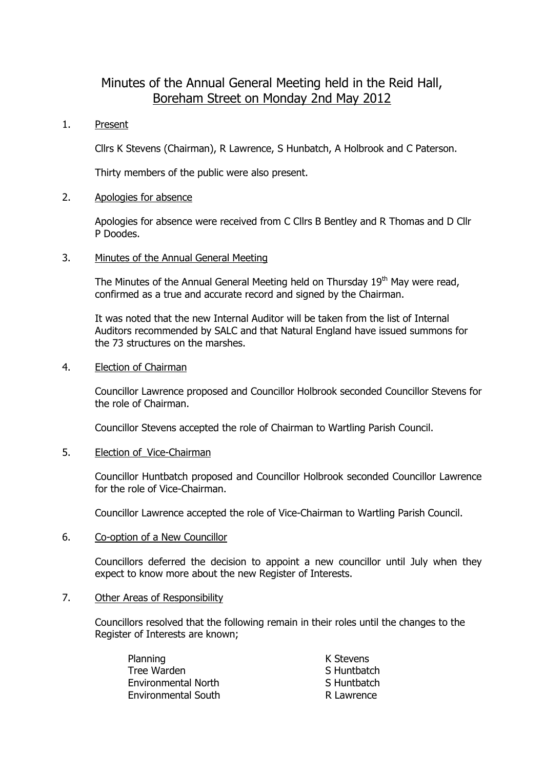# Minutes of the Annual General Meeting held in the Reid Hall, Boreham Street on Monday 2nd May 2012

1. Present

   Cllrs K Stevens (Chairman), R Lawrence, S Hunbatch, A Holbrook and C Paterson.

   Thirty members of the public were also present.

2. Apologies for absence

   Apologies for absence were received from C Cllrs B Bentley and R Thomas and D Cllr P Doodes.

3. Minutes of the Annual General Meeting

   The Minutes of the Annual General Meeting held on Thursday 19th May were read, confirmed as a true and accurate record and signed by the Chairman.

   It was noted that the new Internal Auditor will be taken from the list of Internal Auditors recommended by SALC and that Natural England have issued summons for the 73 structures on the marshes.

4. Election of Chairman

   Councillor Lawrence proposed and Councillor Holbrook seconded Councillor Stevens for the role of Chairman.

   Councillor Stevens accepted the role of Chairman to Wartling Parish Council.

5. Election of Vice-Chairman

   Councillor Huntbatch proposed and Councillor Holbrook seconded Councillor Lawrence for the role of Vice-Chairman.

   Councillor Lawrence accepted the role of Vice-Chairman to Wartling Parish Council.

6. Co-option of a New Councillor

   Councillors deferred the decision to appoint a new councillor until July when they expect to know more about the new Register of Interests.

7. Other Areas of Responsibility

   Councillors resolved that the following remain in their roles until the changes to the Register of Interests are known;

| | |
|---|---|
| Planning | K Stevens |
| Tree Warden | S Huntbatch |
| Environmental North | S Huntbatch |
| Environmental South | R Lawrence |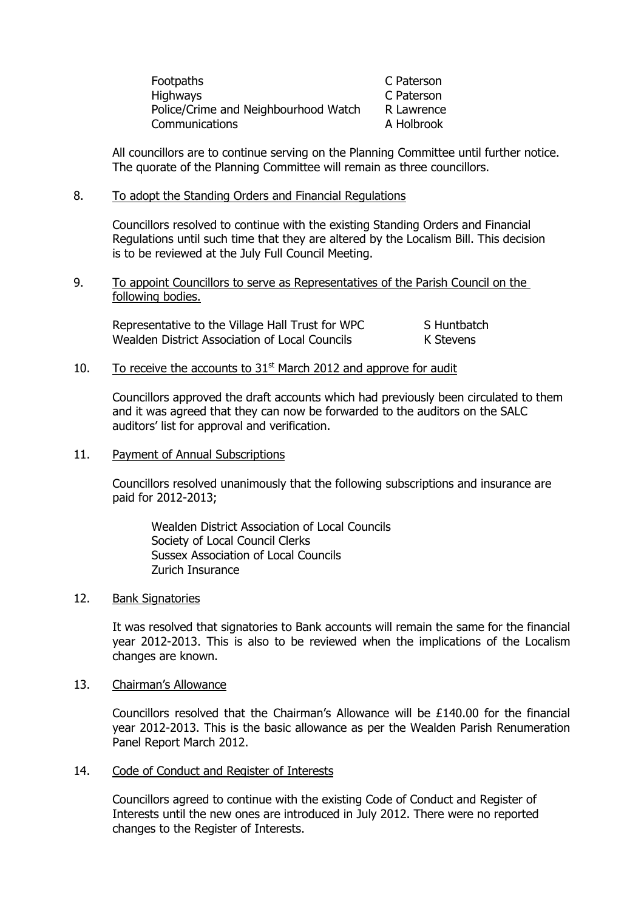| | |
|---|---|
| Footpaths | C Paterson |
| Highways | C Paterson |
| Police/Crime and Neighbourhood Watch | R Lawrence |
| Communications | A Holbrook |

All councillors are to continue serving on the Planning Committee until further notice. The quorate of the Planning Committee will remain as three councillors.

8. To adopt the Standing Orders and Financial Regulations

Councillors resolved to continue with the existing Standing Orders and Financial Regulations until such time that they are altered by the Localism Bill. This decision is to be reviewed at the July Full Council Meeting.

9. To appoint Councillors to serve as Representatives of the Parish Council on the following bodies.

| | |
|---|---|
| Representative to the Village Hall Trust for WPC | S Huntbatch |
| Wealden District Association of Local Councils | K Stevens |

10. To receive the accounts to 31st March 2012 and approve for audit

Councillors approved the draft accounts which had previously been circulated to them and it was agreed that they can now be forwarded to the auditors on the SALC auditors' list for approval and verification.

11. Payment of Annual Subscriptions

Councillors resolved unanimously that the following subscriptions and insurance are paid for 2012-2013;

- Wealden District Association of Local Councils
- Society of Local Council Clerks
- Sussex Association of Local Councils
- Zurich Insurance

12. Bank Signatories

It was resolved that signatories to Bank accounts will remain the same for the financial year 2012-2013. This is also to be reviewed when the implications of the Localism changes are known.

13. Chairman's Allowance

Councillors resolved that the Chairman's Allowance will be £140.00 for the financial year 2012-2013. This is the basic allowance as per the Wealden Parish Renumeration Panel Report March 2012.

14. Code of Conduct and Register of Interests

Councillors agreed to continue with the existing Code of Conduct and Register of Interests until the new ones are introduced in July 2012. There were no reported changes to the Register of Interests.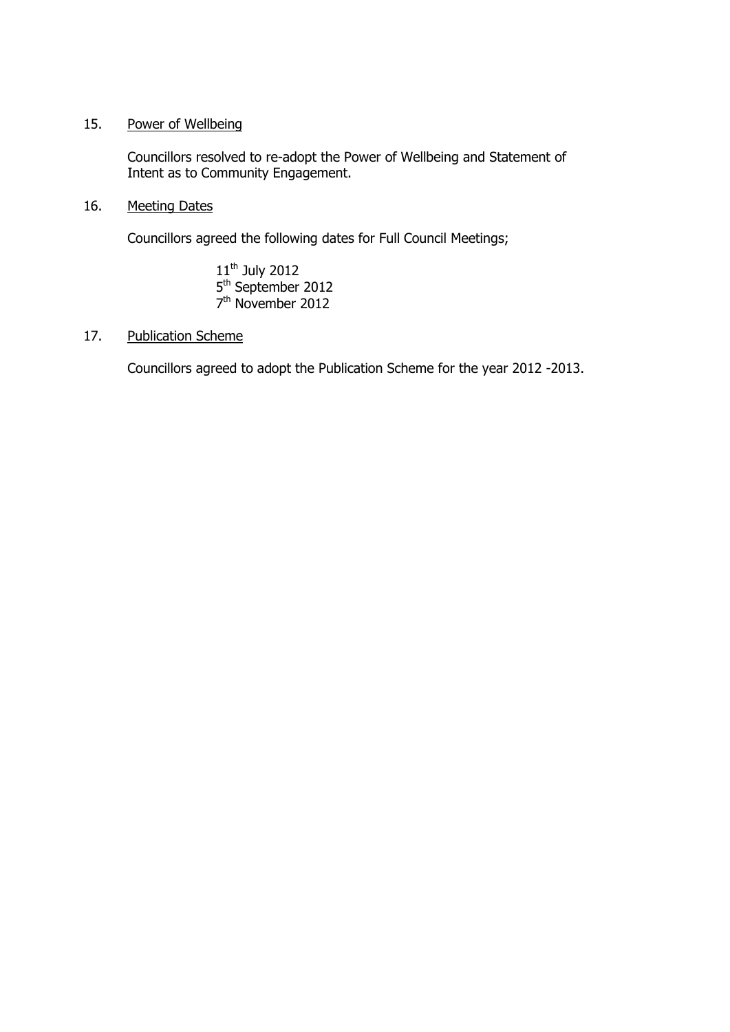15. <u>Power of Wellbeing</u>

Councillors resolved to re-adopt the Power of Wellbeing and Statement of Intent as to Community Engagement.

16. <u>Meeting Dates</u>

Councillors agreed the following dates for Full Council Meetings;

11th July 2012
5th September 2012
7th November 2012

17. <u>Publication Scheme</u>

Councillors agreed to adopt the Publication Scheme for the year 2012 -2013.